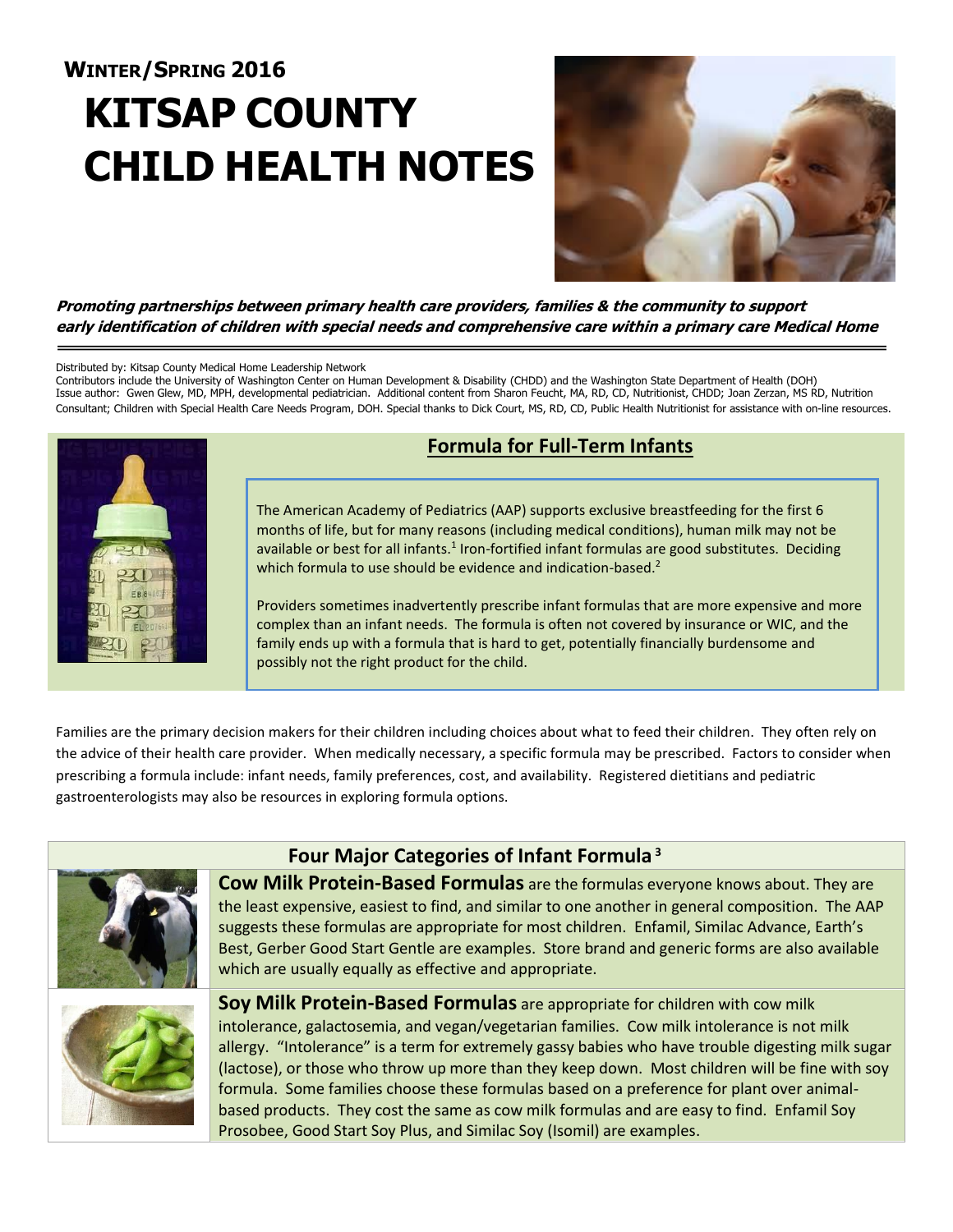**WINTER/SPRING 2016**

# KITSAP COUNTY CHILD HEALTH NOTES

***Promoting partnerships between primary health care providers, families & the community to support early identification of children with special needs and comprehensive care within a primary care Medical Home***

Distributed by: Kitsap County Medical Home Leadership Network
Contributors include the University of Washington Center on Human Development & Disability (CHDD) and the Washington State Department of Health (DOH)
Issue author: Gwen Glew, MD, MPH, developmental pediatrician. Additional content from Sharon Feucht, MA, RD, CD, Nutritionist, CHDD; Joan Zerzan, MS RD, Nutrition Consultant; Children with Special Health Care Needs Program, DOH. Special thanks to Dick Court, MS, RD, CD, Public Health Nutritionist for assistance with on-line resources.

## Formula for Full-Term Infants

The American Academy of Pediatrics (AAP) supports exclusive breastfeeding for the first 6 months of life, but for many reasons (including medical conditions), human milk may not be available or best for all infants.[1] Iron-fortified infant formulas are good substitutes. Deciding which formula to use should be evidence and indication-based.[2]

Providers sometimes inadvertently prescribe infant formulas that are more expensive and more complex than an infant needs. The formula is often not covered by insurance or WIC, and the family ends up with a formula that is hard to get, potentially financially burdensome and possibly not the right product for the child.

Families are the primary decision makers for their children including choices about what to feed their children. They often rely on the advice of their health care provider. When medically necessary, a specific formula may be prescribed. Factors to consider when prescribing a formula include: infant needs, family preferences, cost, and availability. Registered dietitians and pediatric gastroenterologists may also be resources in exploring formula options.

## Four Major Categories of Infant Formula[3]

**Cow Milk Protein-Based Formulas** are the formulas everyone knows about. They are the least expensive, easiest to find, and similar to one another in general composition. The AAP suggests these formulas are appropriate for most children. Enfamil, Similac Advance, Earth's Best, Gerber Good Start Gentle are examples. Store brand and generic forms are also available which are usually equally as effective and appropriate.

**Soy Milk Protein-Based Formulas** are appropriate for children with cow milk intolerance, galactosemia, and vegan/vegetarian families. Cow milk intolerance is not milk allergy. "Intolerance" is a term for extremely gassy babies who have trouble digesting milk sugar (lactose), or those who throw up more than they keep down. Most children will be fine with soy formula. Some families choose these formulas based on a preference for plant over animal-based products. They cost the same as cow milk formulas and are easy to find. Enfamil Soy Prosobee, Good Start Soy Plus, and Similac Soy (Isomil) are examples.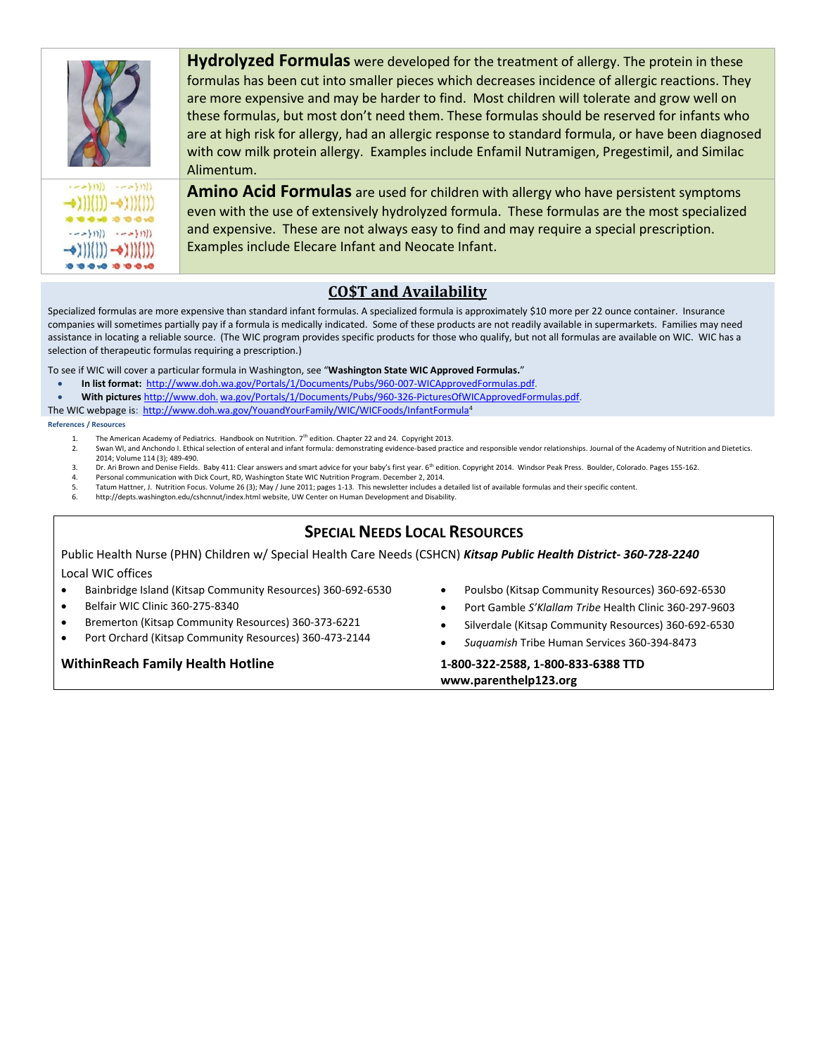**Hydrolyzed Formulas** were developed for the treatment of allergy. The protein in these formulas has been cut into smaller pieces which decreases incidence of allergic reactions. They are more expensive and may be harder to find. Most children will tolerate and grow well on these formulas, but most don't need them. These formulas should be reserved for infants who are at high risk for allergy, had an allergic response to standard formula, or have been diagnosed with cow milk protein allergy. Examples include Enfamil Nutramigen, Pregestimil, and Similac Alimentum.

**Amino Acid Formulas** are used for children with allergy who have persistent symptoms even with the use of extensively hydrolyzed formula. These formulas are the most specialized and expensive. These are not always easy to find and may require a special prescription. Examples include Elecare Infant and Neocate Infant.

## CO$T and Availability

Specialized formulas are more expensive than standard infant formulas. A specialized formula is approximately $10 more per 22 ounce container. Insurance companies will sometimes partially pay if a formula is medically indicated. Some of these products are not readily available in supermarkets. Families may need assistance in locating a reliable source. (The WIC program provides specific products for those who qualify, but not all formulas are available on WIC. WIC has a selection of therapeutic formulas requiring a prescription.)

To see if WIC will cover a particular formula in Washington, see "**Washington State WIC Approved Formulas.**"

- **In list format:** http://www.doh.wa.gov/Portals/1/Documents/Pubs/960-007-WICApprovedFormulas.pdf.
- **With pictures** http://www.doh.wa.gov/Portals/1/Documents/Pubs/960-326-PicturesOfWICApprovedFormulas.pdf.

The WIC webpage is: http://www.doh.wa.gov/YouandYourFamily/WIC/WICFoods/InfantFormula[4]

**References / Resources**

1. The American Academy of Pediatrics. Handbook on Nutrition. 7th edition. Chapter 22 and 24. Copyright 2013.
2. Swan WI, and Anchondo I. Ethical selection of enteral and infant formula: demonstrating evidence-based practice and responsible vendor relationships. Journal of the Academy of Nutrition and Dietetics. 2014; Volume 114 (3); 489-490.
3. Dr. Ari Brown and Denise Fields. Baby 411: Clear answers and smart advice for your baby's first year. 6th edition. Copyright 2014. Windsor Peak Press. Boulder, Colorado. Pages 155-162.
4. Personal communication with Dick Court, RD, Washington State WIC Nutrition Program. December 2, 2014.
5. Tatum Hattner, J. Nutrition Focus. Volume 26 (3); May / June 2011; pages 1-13. This newsletter includes a detailed list of available formulas and their specific content.
6. http://depts.washington.edu/cshcnnut/index.html website, UW Center on Human Development and Disability.

## Special Needs Local Resources

Public Health Nurse (PHN) Children w/ Special Health Care Needs (CSHCN) ***Kitsap Public Health District- 360-728-2240***

Local WIC offices

- Bainbridge Island (Kitsap Community Resources) 360-692-6530
- Belfair WIC Clinic 360-275-8340
- Bremerton (Kitsap Community Resources) 360-373-6221
- Port Orchard (Kitsap Community Resources) 360-473-2144
- Poulsbo (Kitsap Community Resources) 360-692-6530
- Port Gamble *S'Klallam Tribe* Health Clinic 360-297-9603
- Silverdale (Kitsap Community Resources) 360-692-6530
- *Suquamish* Tribe Human Services 360-394-8473

**WithinReach Family Health Hotline**

**1-800-322-2588, 1-800-833-6388 TTD**
**www.parenthelp123.org**